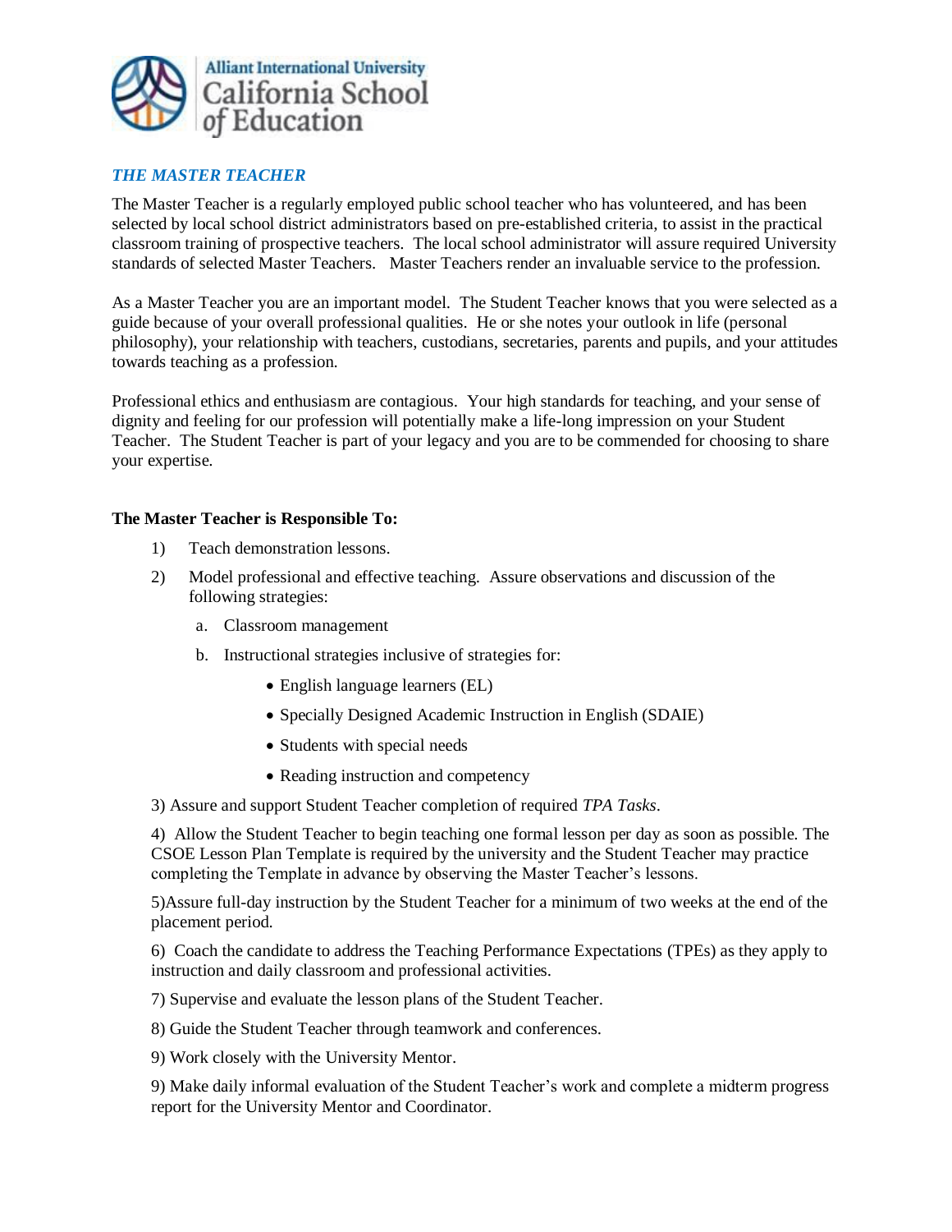Alliant International University
California School of Education

## *THE MASTER TEACHER*

The Master Teacher is a regularly employed public school teacher who has volunteered, and has been selected by local school district administrators based on pre-established criteria, to assist in the practical classroom training of prospective teachers. The local school administrator will assure required University standards of selected Master Teachers. Master Teachers render an invaluable service to the profession.

As a Master Teacher you are an important model. The Student Teacher knows that you were selected as a guide because of your overall professional qualities. He or she notes your outlook in life (personal philosophy), your relationship with teachers, custodians, secretaries, parents and pupils, and your attitudes towards teaching as a profession.

Professional ethics and enthusiasm are contagious. Your high standards for teaching, and your sense of dignity and feeling for our profession will potentially make a life-long impression on your Student Teacher. The Student Teacher is part of your legacy and you are to be commended for choosing to share your expertise.

**The Master Teacher is Responsible To:**

1) Teach demonstration lessons.
2) Model professional and effective teaching. Assure observations and discussion of the following strategies:
   a. Classroom management
   b. Instructional strategies inclusive of strategies for:
      - English language learners (EL)
      - Specially Designed Academic Instruction in English (SDAIE)
      - Students with special needs
      - Reading instruction and competency

3) Assure and support Student Teacher completion of required *TPA Tasks*.

4) Allow the Student Teacher to begin teaching one formal lesson per day as soon as possible. The CSOE Lesson Plan Template is required by the university and the Student Teacher may practice completing the Template in advance by observing the Master Teacher's lessons.

5)Assure full-day instruction by the Student Teacher for a minimum of two weeks at the end of the placement period.

6) Coach the candidate to address the Teaching Performance Expectations (TPEs) as they apply to instruction and daily classroom and professional activities.

7) Supervise and evaluate the lesson plans of the Student Teacher.

8) Guide the Student Teacher through teamwork and conferences.

9) Work closely with the University Mentor.

9) Make daily informal evaluation of the Student Teacher's work and complete a midterm progress report for the University Mentor and Coordinator.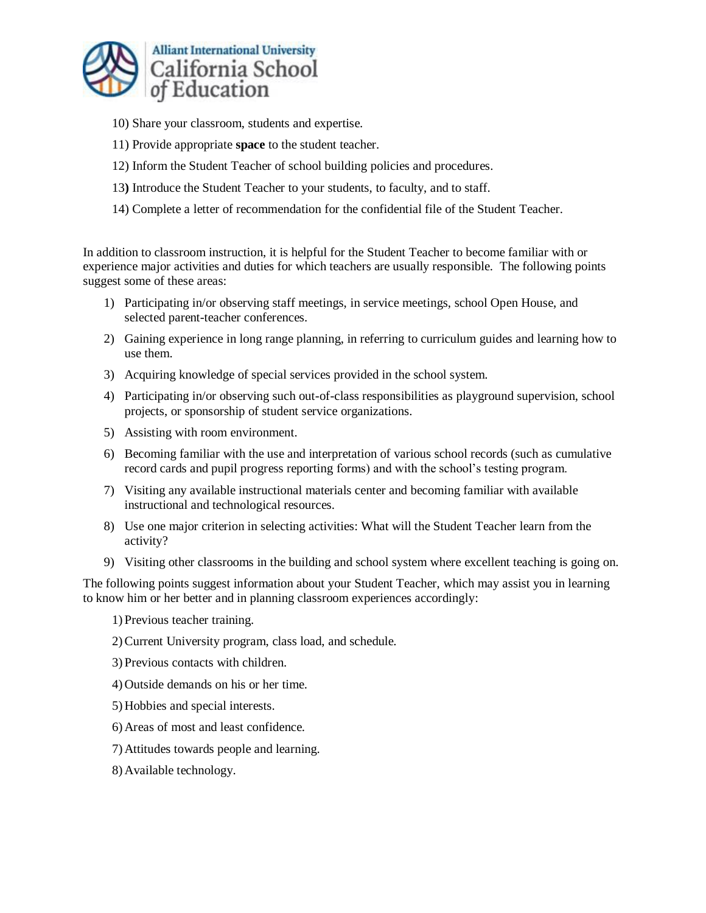10) Share your classroom, students and expertise.

11) Provide appropriate **space** to the student teacher.

12) Inform the Student Teacher of school building policies and procedures.

13**)** Introduce the Student Teacher to your students, to faculty, and to staff.

14) Complete a letter of recommendation for the confidential file of the Student Teacher.

In addition to classroom instruction, it is helpful for the Student Teacher to become familiar with or experience major activities and duties for which teachers are usually responsible. The following points suggest some of these areas:

1) Participating in/or observing staff meetings, in service meetings, school Open House, and selected parent-teacher conferences.
2) Gaining experience in long range planning, in referring to curriculum guides and learning how to use them.
3) Acquiring knowledge of special services provided in the school system.
4) Participating in/or observing such out-of-class responsibilities as playground supervision, school projects, or sponsorship of student service organizations.
5) Assisting with room environment.
6) Becoming familiar with the use and interpretation of various school records (such as cumulative record cards and pupil progress reporting forms) and with the school's testing program.
7) Visiting any available instructional materials center and becoming familiar with available instructional and technological resources.
8) Use one major criterion in selecting activities: What will the Student Teacher learn from the activity?
9) Visiting other classrooms in the building and school system where excellent teaching is going on.

The following points suggest information about your Student Teacher, which may assist you in learning to know him or her better and in planning classroom experiences accordingly:

1) Previous teacher training.
2) Current University program, class load, and schedule.
3) Previous contacts with children.
4) Outside demands on his or her time.
5) Hobbies and special interests.
6) Areas of most and least confidence.
7) Attitudes towards people and learning.
8) Available technology.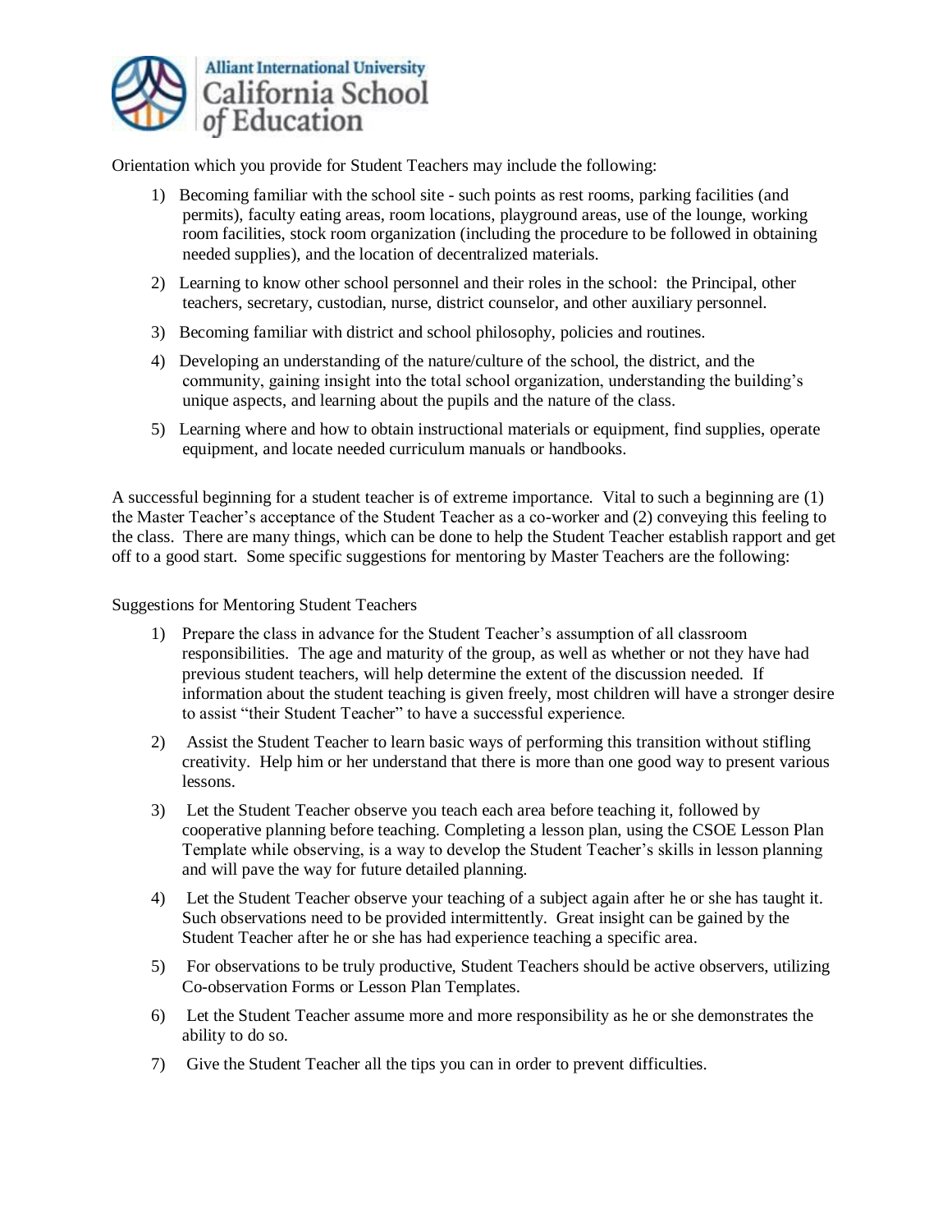Orientation which you provide for Student Teachers may include the following:

1) Becoming familiar with the school site - such points as rest rooms, parking facilities (and permits), faculty eating areas, room locations, playground areas, use of the lounge, working room facilities, stock room organization (including the procedure to be followed in obtaining needed supplies), and the location of decentralized materials.
2) Learning to know other school personnel and their roles in the school: the Principal, other teachers, secretary, custodian, nurse, district counselor, and other auxiliary personnel.
3) Becoming familiar with district and school philosophy, policies and routines.
4) Developing an understanding of the nature/culture of the school, the district, and the community, gaining insight into the total school organization, understanding the building's unique aspects, and learning about the pupils and the nature of the class.
5) Learning where and how to obtain instructional materials or equipment, find supplies, operate equipment, and locate needed curriculum manuals or handbooks.

A successful beginning for a student teacher is of extreme importance. Vital to such a beginning are (1) the Master Teacher's acceptance of the Student Teacher as a co-worker and (2) conveying this feeling to the class. There are many things, which can be done to help the Student Teacher establish rapport and get off to a good start. Some specific suggestions for mentoring by Master Teachers are the following:

Suggestions for Mentoring Student Teachers

1) Prepare the class in advance for the Student Teacher's assumption of all classroom responsibilities. The age and maturity of the group, as well as whether or not they have had previous student teachers, will help determine the extent of the discussion needed. If information about the student teaching is given freely, most children will have a stronger desire to assist "their Student Teacher" to have a successful experience.
2) Assist the Student Teacher to learn basic ways of performing this transition without stifling creativity. Help him or her understand that there is more than one good way to present various lessons.
3) Let the Student Teacher observe you teach each area before teaching it, followed by cooperative planning before teaching. Completing a lesson plan, using the CSOE Lesson Plan Template while observing, is a way to develop the Student Teacher's skills in lesson planning and will pave the way for future detailed planning.
4) Let the Student Teacher observe your teaching of a subject again after he or she has taught it. Such observations need to be provided intermittently. Great insight can be gained by the Student Teacher after he or she has had experience teaching a specific area.
5) For observations to be truly productive, Student Teachers should be active observers, utilizing Co-observation Forms or Lesson Plan Templates.
6) Let the Student Teacher assume more and more responsibility as he or she demonstrates the ability to do so.
7) Give the Student Teacher all the tips you can in order to prevent difficulties.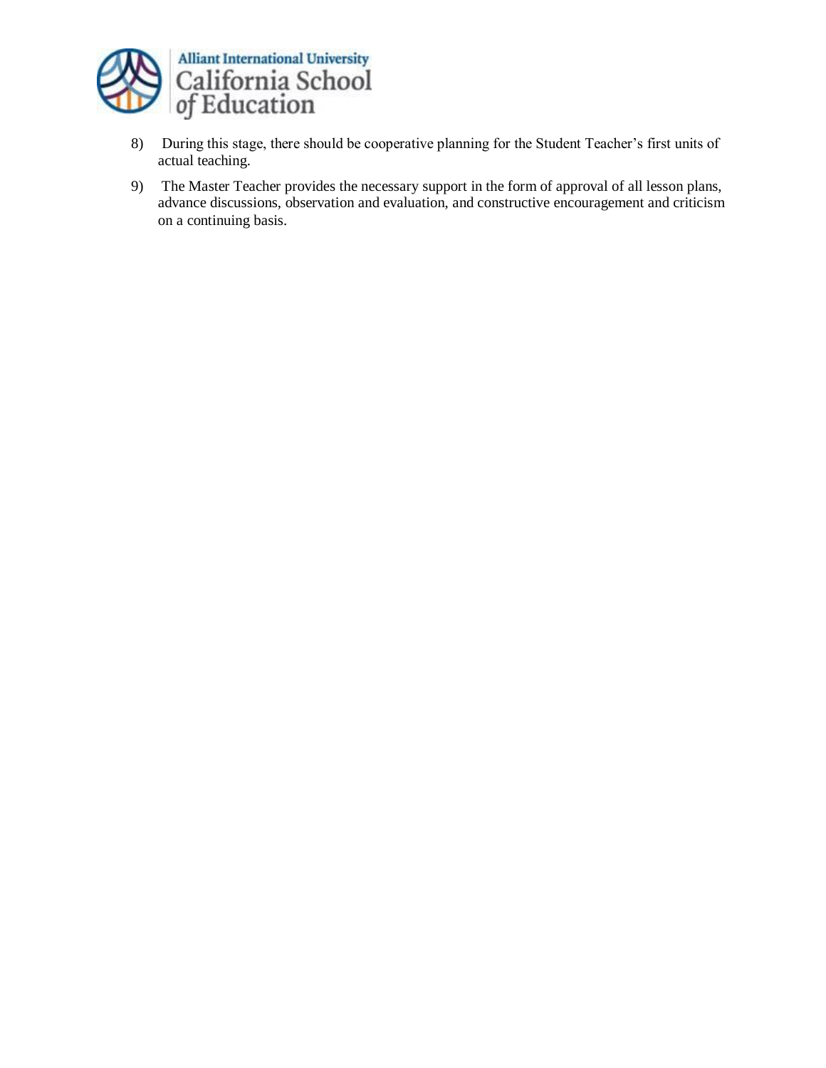8) During this stage, there should be cooperative planning for the Student Teacher's first units of actual teaching.

9) The Master Teacher provides the necessary support in the form of approval of all lesson plans, advance discussions, observation and evaluation, and constructive encouragement and criticism on a continuing basis.